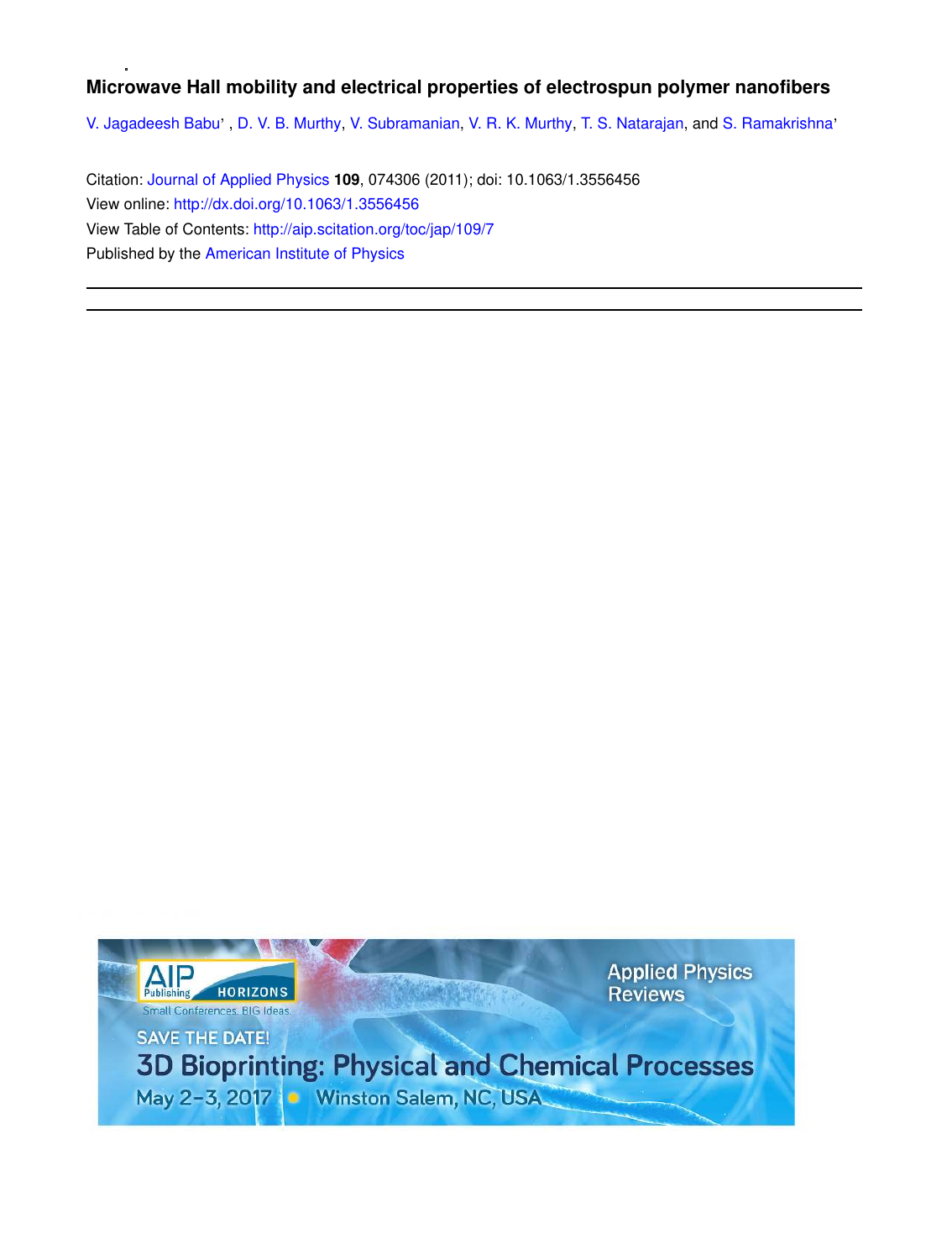# Microwave Hall mobility and electrical properties of electrospun polymer nanofibers

V. Jagadeesh Babu, D. V. B. Murthy, V. Subramanian, V. R. K. Murthy, T. S. Natarajan, and S. Ramakrishna

Citation: Journal of Applied Physics **109**, 074306 (2011); doi: 10.1063/1.3556456

View online: http://dx.doi.org/10.1063/1.3556456

View Table of Contents: http://aip.scitation.org/toc/jap/109/7

Published by the American Institute of Physics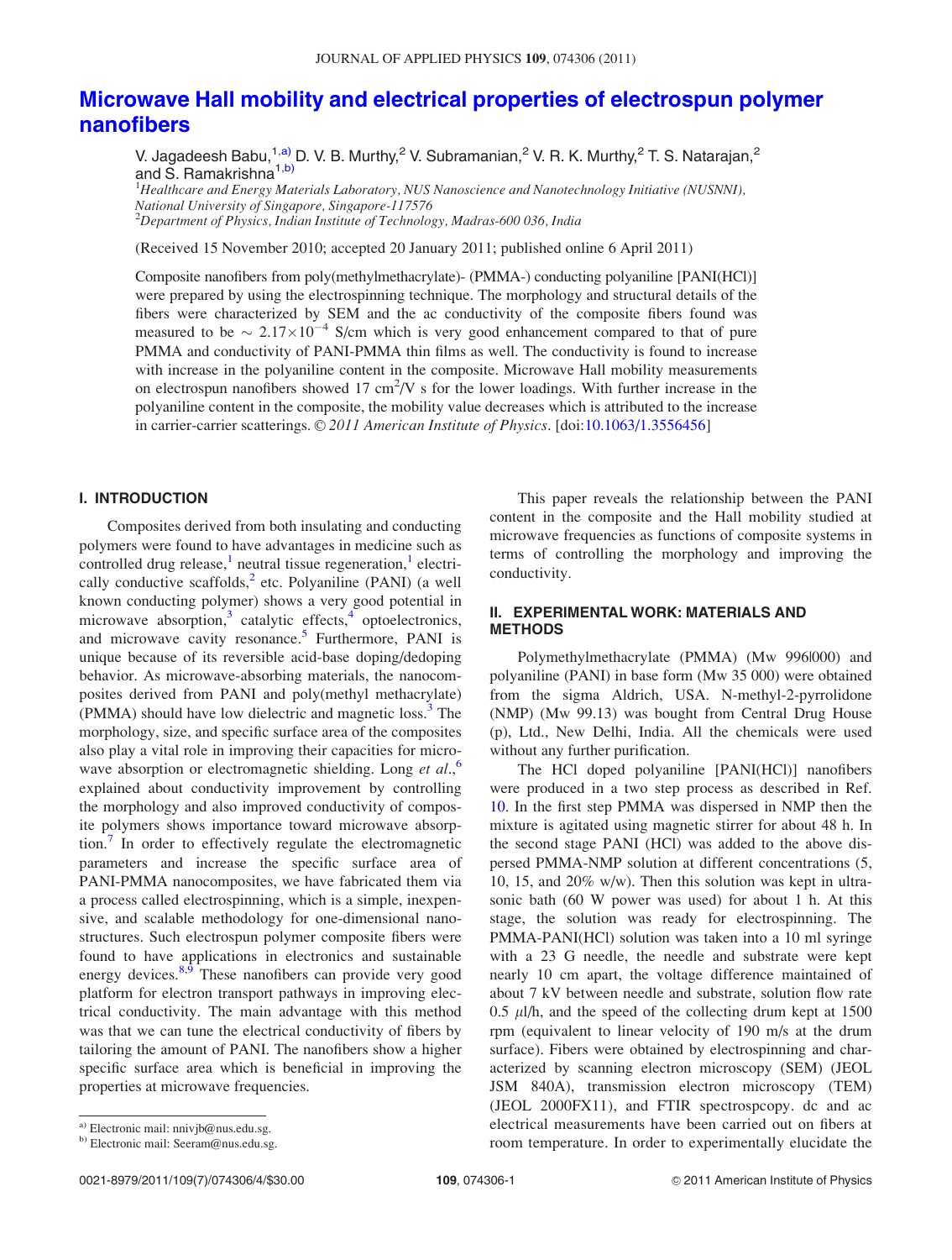# Microwave Hall mobility and electrical properties of electrospun polymer nanofibers

V. Jagadeesh Babu,[1,a)] D. V. B. Murthy,[2] V. Subramanian,[2] V. R. K. Murthy,[2] T. S. Natarajan,[2] and S. Ramakrishna[1,b)]

[1]*Healthcare and Energy Materials Laboratory, NUS Nanoscience and Nanotechnology Initiative (NUSNNI), National University of Singapore, Singapore-117576*
[2]*Department of Physics, Indian Institute of Technology, Madras-600 036, India*

(Received 15 November 2010; accepted 20 January 2011; published online 6 April 2011)

Composite nanofibers from poly(methylmethacrylate)- (PMMA-) conducting polyaniline [PANI(HCl)] were prepared by using the electrospinning technique. The morphology and structural details of the fibers were characterized by SEM and the ac conductivity of the composite fibers found was measured to be $\sim 2.17\times10^{-4}$ S/cm which is very good enhancement compared to that of pure PMMA and conductivity of PANI-PMMA thin films as well. The conductivity is found to increase with increase in the polyaniline content in the composite. Microwave Hall mobility measurements on electrospun nanofibers showed 17 $cm^2/V$ s for the lower loadings. With further increase in the polyaniline content in the composite, the mobility value decreases which is attributed to the increase in carrier-carrier scatterings. © *2011 American Institute of Physics*. [doi:10.1063/1.3556456]

## I. INTRODUCTION

Composites derived from both insulating and conducting polymers were found to have advantages in medicine such as controlled drug release,[1] neutral tissue regeneration,[1] electrically conductive scaffolds,[2] etc. Polyaniline (PANI) (a well known conducting polymer) shows a very good potential in microwave absorption,[3] catalytic effects,[4] optoelectronics, and microwave cavity resonance.[5] Furthermore, PANI is unique because of its reversible acid-base doping/dedoping behavior. As microwave-absorbing materials, the nanocomposites derived from PANI and poly(methyl methacrylate) (PMMA) should have low dielectric and magnetic loss.[3] The morphology, size, and specific surface area of the composites also play a vital role in improving their capacities for microwave absorption or electromagnetic shielding. Long *et al.*,[6] explained about conductivity improvement by controlling the morphology and also improved conductivity of composite polymers shows importance toward microwave absorption.[7] In order to effectively regulate the electromagnetic parameters and increase the specific surface area of PANI-PMMA nanocomposites, we have fabricated them via a process called electrospinning, which is a simple, inexpensive, and scalable methodology for one-dimensional nanostructures. Such electrospun polymer composite fibers were found to have applications in electronics and sustainable energy devices.[8,9] These nanofibers can provide very good platform for electron transport pathways in improving electrical conductivity. The main advantage with this method was that we can tune the electrical conductivity of fibers by tailoring the amount of PANI. The nanofibers show a higher specific surface area which is beneficial in improving the properties at microwave frequencies.

This paper reveals the relationship between the PANI content in the composite and the Hall mobility studied at microwave frequencies as functions of composite systems in terms of controlling the morphology and improving the conductivity.

## II. EXPERIMENTAL WORK: MATERIALS AND METHODS

Polymethylmethacrylate (PMMA) (Mw 996|000) and polyaniline (PANI) in base form (Mw 35 000) were obtained from the sigma Aldrich, USA. N-methyl-2-pyrrolidone (NMP) (Mw 99.13) was bought from Central Drug House (p), Ltd., New Delhi, India. All the chemicals were used without any further purification.

The HCl doped polyaniline [PANI(HCl)] nanofibers were produced in a two step process as described in Ref. 10. In the first step PMMA was dispersed in NMP then the mixture is agitated using magnetic stirrer for about 48 h. In the second stage PANI (HCl) was added to the above dispersed PMMA-NMP solution at different concentrations (5, 10, 15, and 20% w/w). Then this solution was kept in ultrasonic bath (60 W power was used) for about 1 h. At this stage, the solution was ready for electrospinning. The PMMA-PANI(HCl) solution was taken into a 10 ml syringe with a 23 G needle, the needle and substrate were kept nearly 10 cm apart, the voltage difference maintained of about 7 kV between needle and substrate, solution flow rate 0.5 $\mu$l/h, and the speed of the collecting drum kept at 1500 rpm (equivalent to linear velocity of 190 m/s at the drum surface). Fibers were obtained by electrospinning and characterized by scanning electron microscopy (SEM) (JEOL JSM 840A), transmission electron microscopy (TEM) (JEOL 2000FX11), and FTIR spectrospcopy. dc and ac electrical measurements have been carried out on fibers at room temperature. In order to experimentally elucidate the

---

a) Electronic mail: nnivjb@nus.edu.sg.
b) Electronic mail: Seeram@nus.edu.sg.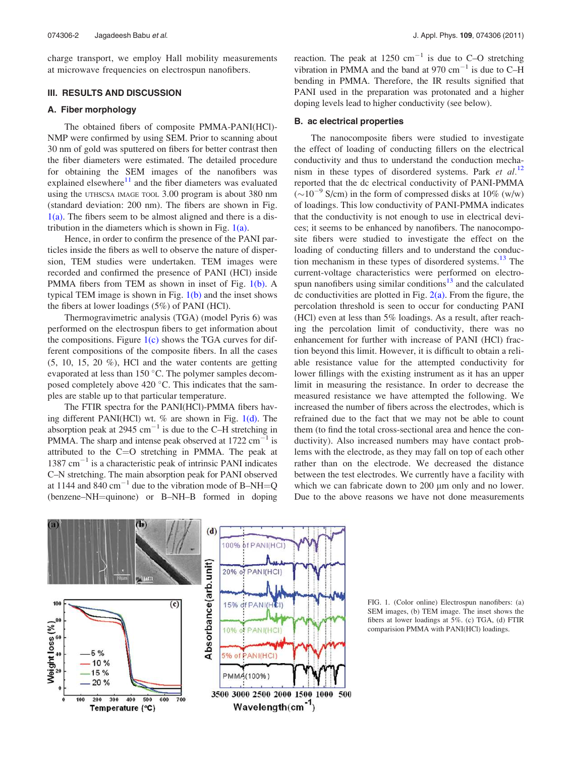charge transport, we employ Hall mobility measurements at microwave frequencies on electrospun nanofibers.

## III. RESULTS AND DISCUSSION

### A. Fiber morphology

The obtained fibers of composite PMMA-PANI(HCl)-NMP were confirmed by using SEM. Prior to scanning about 30 nm of gold was sputtered on fibers for better contrast then the fiber diameters were estimated. The detailed procedure for obtaining the SEM images of the nanofibers was explained elsewhere[11] and the fiber diameters was evaluated using the UTHSCSA IMAGE TOOL 3.00 program is about 380 nm (standard deviation: 200 nm). The fibers are shown in Fig. 1(a). The fibers seem to be almost aligned and there is a distribution in the diameters which is shown in Fig. 1(a).

Hence, in order to confirm the presence of the PANI particles inside the fibers as well to observe the nature of dispersion, TEM studies were undertaken. TEM images were recorded and confirmed the presence of PANI (HCl) inside PMMA fibers from TEM as shown in inset of Fig. 1(b). A typical TEM image is shown in Fig. 1(b) and the inset shows the fibers at lower loadings (5%) of PANI (HCl).

Thermogravimetric analysis (TGA) (model Pyris 6) was performed on the electrospun fibers to get information about the compositions. Figure 1(c) shows the TGA curves for different compositions of the composite fibers. In all the cases (5, 10, 15, 20 %), HCl and the water contents are getting evaporated at less than 150 °C. The polymer samples decomposed completely above 420 °C. This indicates that the samples are stable up to that particular temperature.

The FTIR spectra for the PANI(HCl)-PMMA fibers having different PANI(HCl) wt. % are shown in Fig. 1(d). The absorption peak at 2945 $cm^{-1}$ is due to the C–H stretching in PMMA. The sharp and intense peak observed at 1722 $cm^{-1}$ is attributed to the C=O stretching in PMMA. The peak at 1387 $cm^{-1}$ is a characteristic peak of intrinsic PANI indicates C–N stretching. The main absorption peak for PANI observed at 1144 and 840 $cm^{-1}$ due to the vibration mode of B–NH=Q (benzene–NH=quinone) or B–NH–B formed in doping reaction. The peak at 1250 $cm^{-1}$ is due to C–O stretching vibration in PMMA and the band at 970 $cm^{-1}$ is due to C–H bending in PMMA. Therefore, the IR results signified that PANI used in the preparation was protonated and a higher doping levels lead to higher conductivity (see below).

### B. ac electrical properties

The nanocomposite fibers were studied to investigate the effect of loading of conducting fillers on the electrical conductivity and thus to understand the conduction mechanism in these types of disordered systems. Park *et al.*[12] reported that the dc electrical conductivity of PANI-PMMA ($\sim 10^{-9}$ S/cm) in the form of compressed disks at 10% (w/w) of loadings. This low conductivity of PANI-PMMA indicates that the conductivity is not enough to use in electrical devices; it seems to be enhanced by nanofibers. The nanocomposite fibers were studied to investigate the effect on the loading of conducting fillers and to understand the conduction mechanism in these types of disordered systems.[13] The current-voltage characteristics were performed on electrospun nanofibers using similar conditions[13] and the calculated dc conductivities are plotted in Fig. 2(a). From the figure, the percolation threshold is seen to occur for conducting PANI (HCl) even at less than 5% loadings. As a result, after reaching the percolation limit of conductivity, there was no enhancement for further with increase of PANI (HCl) fraction beyond this limit. However, it is difficult to obtain a reliable resistance value for the attempted conductivity for lower fillings with the existing instrument as it has an upper limit in measuring the resistance. In order to decrease the measured resistance we have attempted the following. We increased the number of fibers across the electrodes, which is refrained due to the fact that we may not be able to count them (to find the total cross-sectional area and hence the conductivity). Also increased numbers may have contact problems with the electrode, as they may fall on top of each other rather than on the electrode. We decreased the distance between the test electrodes. We currently have a facility with which we can fabricate down to 200 μm only and no lower. Due to the above reasons we have not done measurements

FIG. 1. (Color online) Electrospun nanofibers: (a) SEM images, (b) TEM image. The inset shows the fibers at lower loadings at 5%. (c) TGA, (d) FTIR comparision PMMA with PANI(HCl) loadings.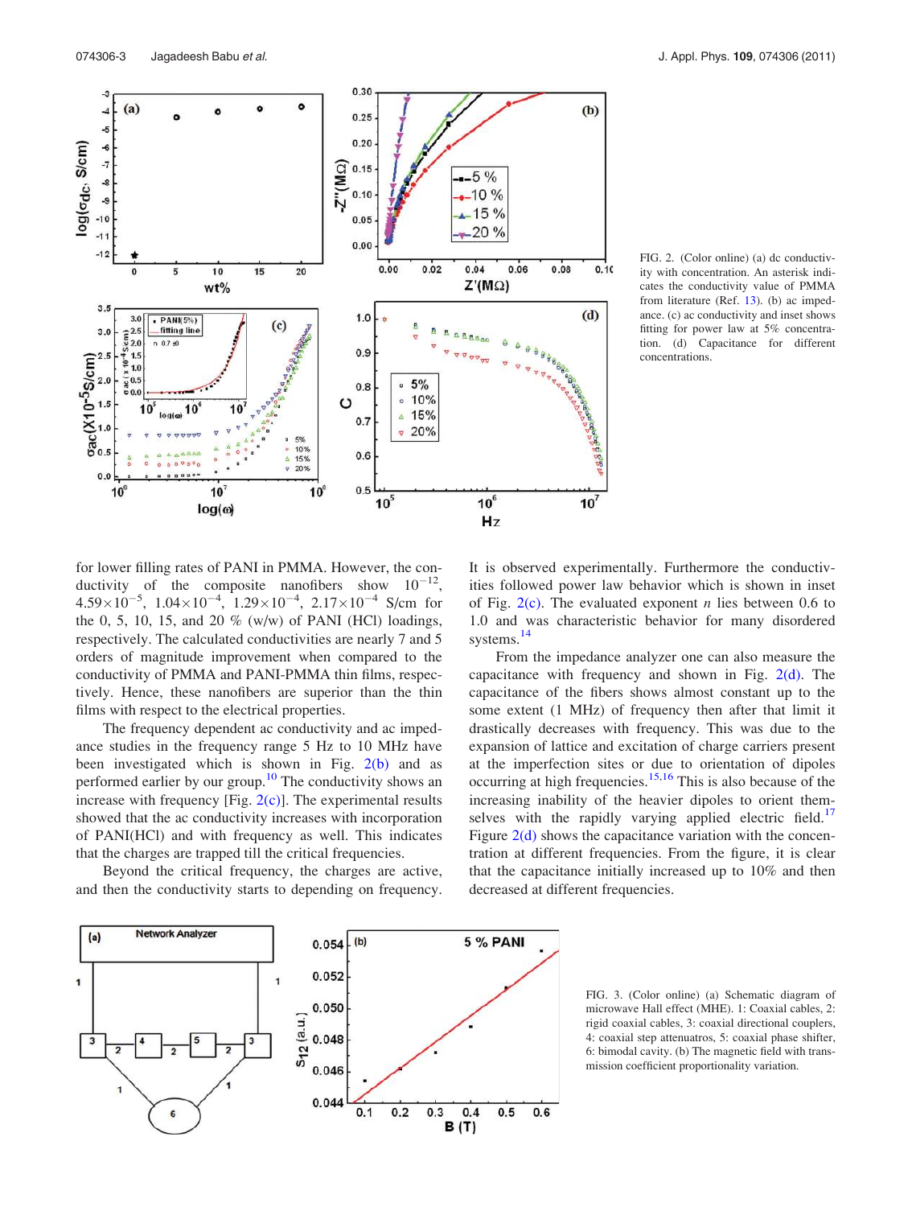FIG. 2. (Color online) (a) dc conductivity with concentration. An asterisk indicates the conductivity value of PMMA from literature (Ref. 13). (b) ac impedance. (c) ac conductivity and inset shows fitting for power law at 5% concentration. (d) Capacitance for different concentrations.

for lower filling rates of PANI in PMMA. However, the conductivity of the composite nanofibers show $10^{-12}$, $4.59\times10^{-5}$, $1.04\times10^{-4}$, $1.29\times10^{-4}$, $2.17\times10^{-4}$ S/cm for the 0, 5, 10, 15, and 20 % (w/w) of PANI (HCl) loadings, respectively. The calculated conductivities are nearly 7 and 5 orders of magnitude improvement when compared to the conductivity of PMMA and PANI-PMMA thin films, respectively. Hence, these nanofibers are superior than the thin films with respect to the electrical properties.

The frequency dependent ac conductivity and ac impedance studies in the frequency range 5 Hz to 10 MHz have been investigated which is shown in Fig. 2(b) and as performed earlier by our group.[10] The conductivity shows an increase with frequency [Fig. 2(c)]. The experimental results showed that the ac conductivity increases with incorporation of PANI(HCl) and with frequency as well. This indicates that the charges are trapped till the critical frequencies.

Beyond the critical frequency, the charges are active, and then the conductivity starts to depending on frequency. It is observed experimentally. Furthermore the conductivities followed power law behavior which is shown in inset of Fig. 2(c). The evaluated exponent $n$ lies between 0.6 to 1.0 and was characteristic behavior for many disordered systems.[14]

From the impedance analyzer one can also measure the capacitance with frequency and shown in Fig. 2(d). The capacitance of the fibers shows almost constant up to the some extent (1 MHz) of frequency then after that limit it drastically decreases with frequency. This was due to the expansion of lattice and excitation of charge carriers present at the imperfection sites or due to orientation of dipoles occurring at high frequencies.[15,16] This is also because of the increasing inability of the heavier dipoles to orient themselves with the rapidly varying applied electric field.[17] Figure 2(d) shows the capacitance variation with the concentration at different frequencies. From the figure, it is clear that the capacitance initially increased up to 10% and then decreased at different frequencies.

FIG. 3. (Color online) (a) Schematic diagram of microwave Hall effect (MHE). 1: Coaxial cables, 2: rigid coaxial cables, 3: coaxial directional couplers, 4: coaxial step attenuatros, 5: coaxial phase shifter, 6: bimodal cavity. (b) The magnetic field with transmission coefficient proportionality variation.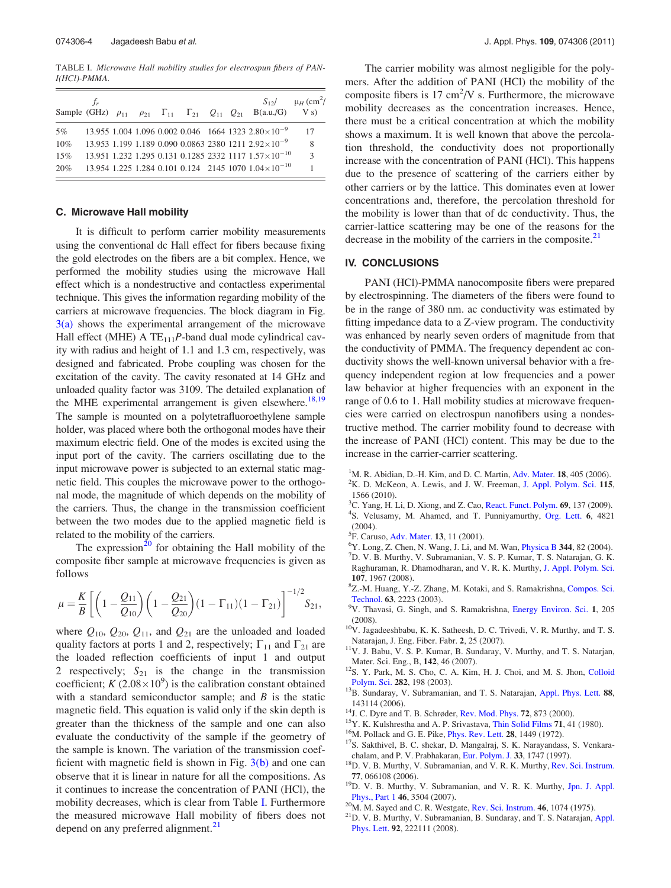TABLE I. *Microwave Hall mobility studies for electrospun fibers of PANI(HCl)-PMMA.*

| Sample | $f_r$ (GHz) | $\rho_{11}$ | $\rho_{21}$ | $\Gamma_{11}$ | $\Gamma_{21}$ | $Q_{11}$ | $Q_{21}$ | $S_{12}$/B(a.u./G) | $\mu_H$ (cm$^2$/V s) |
|---|---|---|---|---|---|---|---|---|---|
| 5% | 13.955 | 1.004 | 1.096 | 0.002 | 0.046 | 1664 | 1323 | $2.80\times10^{-9}$ | 17 |
| 10% | 13.953 | 1.199 | 1.189 | 0.090 | 0.0863 | 2380 | 1211 | $2.92\times10^{-9}$ | 8 |
| 15% | 13.951 | 1.232 | 1.295 | 0.131 | 0.1285 | 2332 | 1117 | $1.57\times10^{-10}$ | 3 |
| 20% | 13.954 | 1.225 | 1.284 | 0.101 | 0.124 | 2145 | 1070 | $1.04\times10^{-10}$ | 1 |

### C. Microwave Hall mobility

It is difficult to perform carrier mobility measurements using the conventional dc Hall effect for fibers because fixing the gold electrodes on the fibers are a bit complex. Hence, we performed the mobility studies using the microwave Hall effect which is a nondestructive and contactless experimental technique. This gives the information regarding mobility of the carriers at microwave frequencies. The block diagram in Fig. 3(a) shows the experimental arrangement of the microwave Hall effect (MHE) A $TE_{111}P$-band dual mode cylindrical cavity with radius and height of 1.1 and 1.3 cm, respectively, was designed and fabricated. Probe coupling was chosen for the excitation of the cavity. The cavity resonated at 14 GHz and unloaded quality factor was 3109. The detailed explanation of the MHE experimental arrangement is given elsewhere.[18,19] The sample is mounted on a polytetrafluoroethylene sample holder, was placed where both the orthogonal modes have their maximum electric field. One of the modes is excited using the input port of the cavity. The carriers oscillating due to the input microwave power is subjected to an external static magnetic field. This couples the microwave power to the orthogonal mode, the magnitude of which depends on the mobility of the carriers. Thus, the change in the transmission coefficient between the two modes due to the applied magnetic field is related to the mobility of the carriers.

The expression[20] for obtaining the Hall mobility of the composite fiber sample at microwave frequencies is given as follows

$$\mu = \frac{K}{B}\left[\left(1-\frac{Q_{11}}{Q_{10}}\right)\left(1-\frac{Q_{21}}{Q_{20}}\right)(1-\Gamma_{11})(1-\Gamma_{21})\right]^{-1/2} S_{21},$$

where $Q_{10}$, $Q_{20}$, $Q_{11}$, and $Q_{21}$ are the unloaded and loaded quality factors at ports 1 and 2, respectively; $\Gamma_{11}$ and $\Gamma_{21}$ are the loaded reflection coefficients of input 1 and output 2 respectively; $S_{21}$ is the change in the transmission coefficient; $K$ ($2.08\times10^9$) is the calibration constant obtained with a standard semiconductor sample; and $B$ is the static magnetic field. This equation is valid only if the skin depth is greater than the thickness of the sample and one can also evaluate the conductivity of the sample if the geometry of the sample is known. The variation of the transmission coefficient with magnetic field is shown in Fig. 3(b) and one can observe that it is linear in nature for all the compositions. As it continues to increase the concentration of PANI (HCl), the mobility decreases, which is clear from Table I. Furthermore the measured microwave Hall mobility of fibers does not depend on any preferred alignment.[21]

The carrier mobility was almost negligible for the polymers. After the addition of PANI (HCl) the mobility of the composite fibers is 17 cm$^2$/V s. Furthermore, the microwave mobility decreases as the concentration increases. Hence, there must be a critical concentration at which the mobility shows a maximum. It is well known that above the percolation threshold, the conductivity does not proportionally increase with the concentration of PANI (HCl). This happens due to the presence of scattering of the carriers either by other carriers or by the lattice. This dominates even at lower concentrations and, therefore, the percolation threshold for the mobility is lower than that of dc conductivity. Thus, the carrier-lattice scattering may be one of the reasons for the decrease in the mobility of the carriers in the composite.[21]

## IV. CONCLUSIONS

PANI (HCl)-PMMA nanocomposite fibers were prepared by electrospinning. The diameters of the fibers were found to be in the range of 380 nm. ac conductivity was estimated by fitting impedance data to a Z-view program. The conductivity was enhanced by nearly seven orders of magnitude from that the conductivity of PMMA. The frequency dependent ac conductivity shows the well-known universal behavior with a frequency independent region at low frequencies and a power law behavior at higher frequencies with an exponent in the range of 0.6 to 1. Hall mobility studies at microwave frequencies were carried on electrospun nanofibers using a nondestructive method. The carrier mobility found to decrease with the increase of PANI (HCl) content. This may be due to the increase in the carrier-carrier scattering.

[1] M. R. Abidian, D.-H. Kim, and D. C. Martin, Adv. Mater. **18**, 405 (2006).
[2] K. D. McKeon, A. Lewis, and J. W. Freeman, J. Appl. Polym. Sci. **115**, 1566 (2010).
[3] C. Yang, H. Li, D. Xiong, and Z. Cao, React. Funct. Polym. **69**, 137 (2009).
[4] S. Velusamy, M. Ahamed, and T. Punniyamurthy, Org. Lett. **6**, 4821 (2004).
[5] F. Caruso, Adv. Mater. **13**, 11 (2001).
[6] Y. Long, Z. Chen, N. Wang, J. Li, and M. Wan, Physica B **344**, 82 (2004).
[7] D. V. B. Murthy, V. Subramanian, V. S. P. Kumar, T. S. Natarajan, G. K. Raghuraman, R. Dhamodharan, and V. R. K. Murthy, J. Appl. Polym. Sci. **107**, 1967 (2008).
[8] Z.-M. Huang, Y.-Z. Zhang, M. Kotaki, and S. Ramakrishna, Compos. Sci. Technol. **63**, 2223 (2003).
[9] V. Thavasi, G. Singh, and S. Ramakrishna, Energy Environ. Sci. **1**, 205 (2008).
[10] V. Jagadeeshbabu, K. K. Satheesh, D. C. Trivedi, V. R. Murthy, and T. S. Natarajan, J. Eng. Fiber. Fabr. **2**, 25 (2007).
[11] V. J. Babu, V. S. P. Kumar, B. Sundaray, V. Murthy, and T. S. Natarjan, Mater. Sci. Eng., B, **142**, 46 (2007).
[12] S. Y. Park, M. S. Cho, C. A. Kim, H. J. Choi, and M. S. Jhon, Colloid Polym. Sci. **282**, 198 (2003).
[13] B. Sundaray, V. Subramanian, and T. S. Natarajan, Appl. Phys. Lett. **88**, 143114 (2006).
[14] J. C. Dyre and T. B. Schrøder, Rev. Mod. Phys. **72**, 873 (2000).
[15] Y. K. Kulshrestha and A. P. Srivastava, Thin Solid Films **71**, 41 (1980).
[16] M. Pollack and G. E. Pike, Phys. Rev. Lett. **28**, 1449 (1972).
[17] S. Sakthivel, B. C. shekar, D. Mangalraj, S. K. Narayandass, S. Venkarachalam, and P. V. Prabhakaran, Eur. Polym. J. **33**, 1747 (1997).
[18] D. V. B. Murthy, V. Subramanian, and V. R. K. Murthy, Rev. Sci. Instrum. **77**, 066108 (2006).
[19] D. V. B. Murthy, V. Subramanian, and V. R. K. Murthy, Jpn. J. Appl. Phys., Part 1 **46**, 3504 (2007).
[20] M. M. Sayed and C. R. Westgate, Rev. Sci. Instrum. **46**, 1074 (1975).
[21] D. V. B. Murthy, V. Subramanian, B. Sundaray, and T. S. Natarajan, Appl. Phys. Lett. **92**, 222111 (2008).